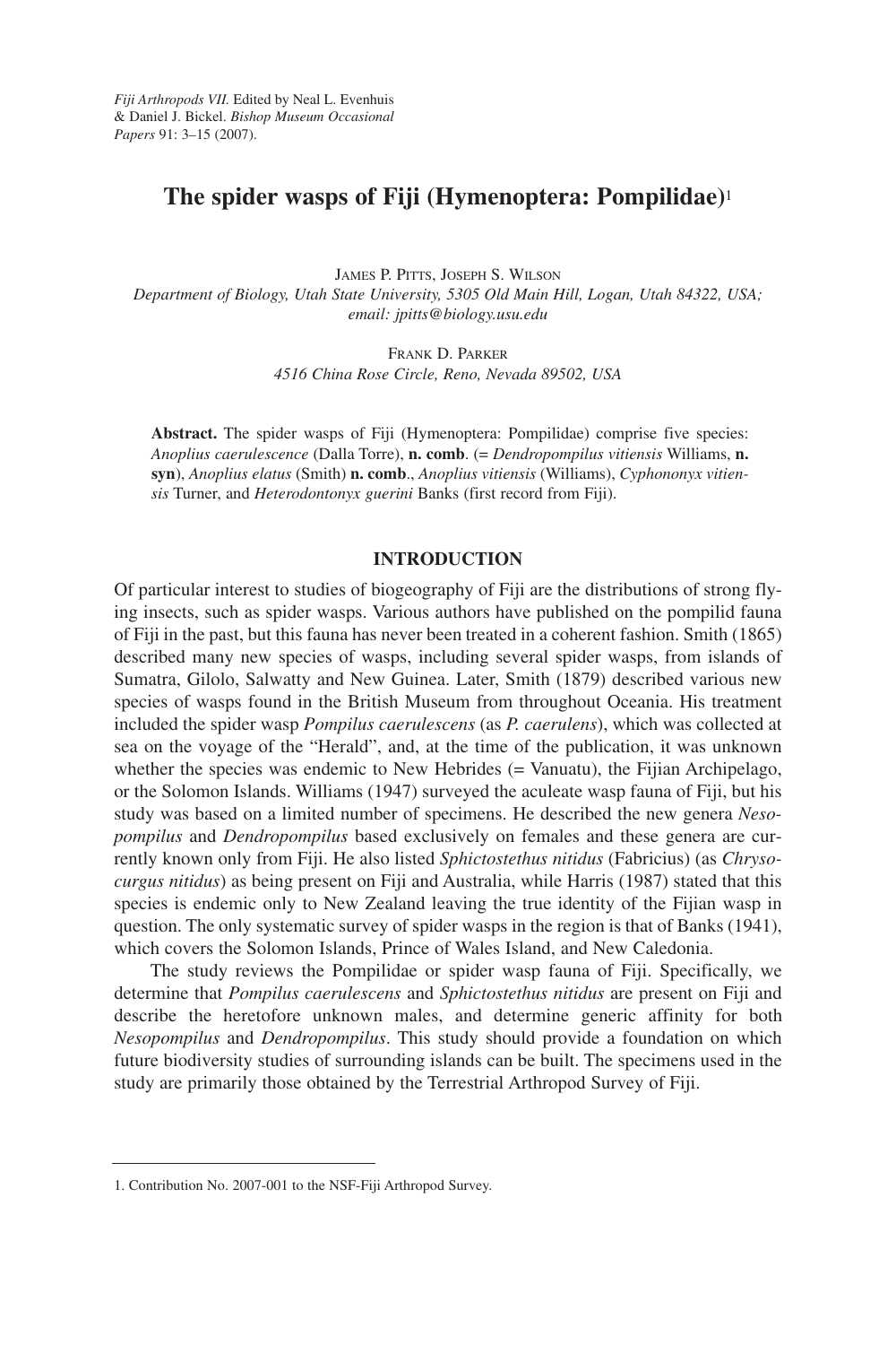*Fiji Arthropods VII.* Edited by Neal L. Evenhuis & Daniel J. Bickel. *Bishop Museum Occasional Papers* 91: 3–15 (2007).

# The spider wasps of Fiji (Hymenoptera: Pompilidae)[1]

James P. Pitts, Joseph S. Wilson
*Department of Biology, Utah State University, 5305 Old Main Hill, Logan, Utah 84322, USA; email: jpitts@biology.usu.edu*

Frank D. Parker
*4516 China Rose Circle, Reno, Nevada 89502, USA*

**Abstract.** The spider wasps of Fiji (Hymenoptera: Pompilidae) comprise five species: *Anoplius caerulescence* (Dalla Torre), **n. comb**. (= *Dendropompilus vitiensis* Williams, **n. syn**), *Anoplius elatus* (Smith) **n. comb**., *Anoplius vitiensis* (Williams), *Cyphononyx vitiensis* Turner, and *Heterodontonyx guerini* Banks (first record from Fiji).

## INTRODUCTION

Of particular interest to studies of biogeography of Fiji are the distributions of strong flying insects, such as spider wasps. Various authors have published on the pompilid fauna of Fiji in the past, but this fauna has never been treated in a coherent fashion. Smith (1865) described many new species of wasps, including several spider wasps, from islands of Sumatra, Gilolo, Salwatty and New Guinea. Later, Smith (1879) described various new species of wasps found in the British Museum from throughout Oceania. His treatment included the spider wasp *Pompilus caerulescens* (as *P. caerulens*), which was collected at sea on the voyage of the "Herald", and, at the time of the publication, it was unknown whether the species was endemic to New Hebrides (= Vanuatu), the Fijian Archipelago, or the Solomon Islands. Williams (1947) surveyed the aculeate wasp fauna of Fiji, but his study was based on a limited number of specimens. He described the new genera *Nesopompilus* and *Dendropompilus* based exclusively on females and these genera are currently known only from Fiji. He also listed *Sphictostethus nitidus* (Fabricius) (as *Chrysocurgus nitidus*) as being present on Fiji and Australia, while Harris (1987) stated that this species is endemic only to New Zealand leaving the true identity of the Fijian wasp in question. The only systematic survey of spider wasps in the region is that of Banks (1941), which covers the Solomon Islands, Prince of Wales Island, and New Caledonia.

The study reviews the Pompilidae or spider wasp fauna of Fiji. Specifically, we determine that *Pompilus caerulescens* and *Sphictostethus nitidus* are present on Fiji and describe the heretofore unknown males, and determine generic affinity for both *Nesopompilus* and *Dendropompilus*. This study should provide a foundation on which future biodiversity studies of surrounding islands can be built. The specimens used in the study are primarily those obtained by the Terrestrial Arthropod Survey of Fiji.

---

1. Contribution No. 2007-001 to the NSF-Fiji Arthropod Survey.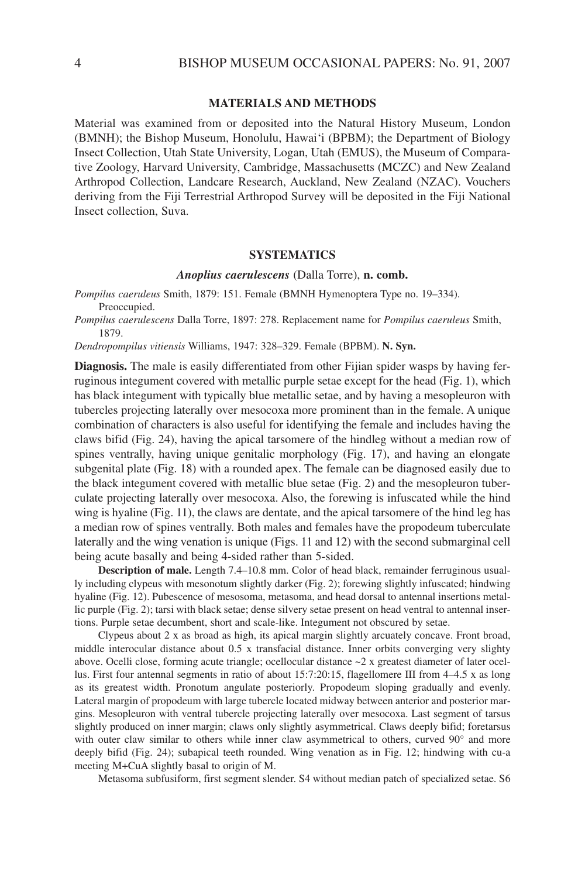## MATERIALS AND METHODS

Material was examined from or deposited into the Natural History Museum, London (BMNH); the Bishop Museum, Honolulu, Hawai'i (BPBM); the Department of Biology Insect Collection, Utah State University, Logan, Utah (EMUS), the Museum of Comparative Zoology, Harvard University, Cambridge, Massachusetts (MCZC) and New Zealand Arthropod Collection, Landcare Research, Auckland, New Zealand (NZAC). Vouchers deriving from the Fiji Terrestrial Arthropod Survey will be deposited in the Fiji National Insect collection, Suva.

## SYSTEMATICS

### *Anoplius caerulescens* (Dalla Torre), **n. comb.**

*Pompilus caeruleus* Smith, 1879: 151. Female (BMNH Hymenoptera Type no. 19–334). Preoccupied.

*Pompilus caerulescens* Dalla Torre, 1897: 278. Replacement name for *Pompilus caeruleus* Smith, 1879.

*Dendropompilus vitiensis* Williams, 1947: 328–329. Female (BPBM). **N. Syn.**

**Diagnosis.** The male is easily differentiated from other Fijian spider wasps by having ferruginous integument covered with metallic purple setae except for the head (Fig. 1), which has black integument with typically blue metallic setae, and by having a mesopleuron with tubercles projecting laterally over mesocoxa more prominent than in the female. A unique combination of characters is also useful for identifying the female and includes having the claws bifid (Fig. 24), having the apical tarsomere of the hindleg without a median row of spines ventrally, having unique genitalic morphology (Fig. 17), and having an elongate subgenital plate (Fig. 18) with a rounded apex. The female can be diagnosed easily due to the black integument covered with metallic blue setae (Fig. 2) and the mesopleuron tuberculate projecting laterally over mesocoxa. Also, the forewing is infuscated while the hind wing is hyaline (Fig. 11), the claws are dentate, and the apical tarsomere of the hind leg has a median row of spines ventrally. Both males and females have the propodeum tuberculate laterally and the wing venation is unique (Figs. 11 and 12) with the second submarginal cell being acute basally and being 4-sided rather than 5-sided.

**Description of male.** Length 7.4–10.8 mm. Color of head black, remainder ferruginous usually including clypeus with mesonotum slightly darker (Fig. 2); forewing slightly infuscated; hindwing hyaline (Fig. 12). Pubescence of mesosoma, metasoma, and head dorsal to antennal insertions metallic purple (Fig. 2); tarsi with black setae; dense silvery setae present on head ventral to antennal insertions. Purple setae decumbent, short and scale-like. Integument not obscured by setae.

Clypeus about 2 x as broad as high, its apical margin slightly arcuately concave. Front broad, middle interocular distance about 0.5 x transfacial distance. Inner orbits converging very slighty above. Ocelli close, forming acute triangle; ocellocular distance ~2 x greatest diameter of later ocellus. First four antennal segments in ratio of about 15:7:20:15, flagellomere III from 4–4.5 x as long as its greatest width. Pronotum angulate posteriorly. Propodeum sloping gradually and evenly. Lateral margin of propodeum with large tubercle located midway between anterior and posterior margins. Mesopleuron with ventral tubercle projecting laterally over mesocoxa. Last segment of tarsus slightly produced on inner margin; claws only slightly asymmetrical. Claws deeply bifid; foretarsus with outer claw similar to others while inner claw asymmetrical to others, curved 90° and more deeply bifid (Fig. 24); subapical teeth rounded. Wing venation as in Fig. 12; hindwing with cu-a meeting M+CuA slightly basal to origin of M.

Metasoma subfusiform, first segment slender. S4 without median patch of specialized setae. S6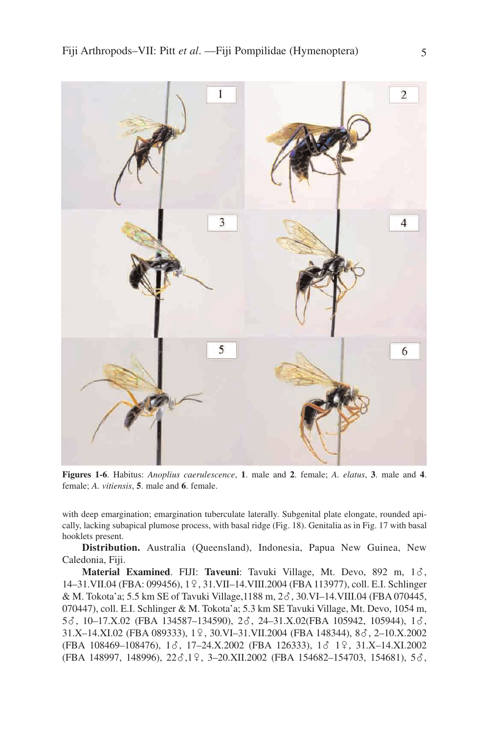**Figures 1-6**. Habitus: *Anoplius caerulescence*, **1**. male and **2**. female; *A. elatus*, **3**. male and **4**. female; *A. vitiensis*, **5**. male and **6**. female.

with deep emargination; emargination tuberculate laterally. Subgenital plate elongate, rounded apically, lacking subapical plumose process, with basal ridge (Fig. 18). Genitalia as in Fig. 17 with basal hooklets present.

**Distribution.** Australia (Queensland), Indonesia, Papua New Guinea, New Caledonia, Fiji.

**Material Examined**. FIJI: **Taveuni**: Tavuki Village, Mt. Devo, 892 m, 1♂, 14–31.VII.04 (FBA: 099456), 1♀, 31.VII–14.VIII.2004 (FBA 113977), coll. E.I. Schlinger & M. Tokota'a; 5.5 km SE of Tavuki Village,1188 m, 2♂, 30.VI–14.VIII.04 (FBA 070445, 070447), coll. E.I. Schlinger & M. Tokota'a; 5.3 km SE Tavuki Village, Mt. Devo, 1054 m, 5♂, 10–17.X.02 (FBA 134587–134590), 2♂, 24–31.X.02(FBA 105942, 105944), 1♂, 31.X–14.XI.02 (FBA 089333), 1♀, 30.VI–31.VII.2004 (FBA 148344), 8♂, 2–10.X.2002 (FBA 108469–108476), 1♂, 17–24.X.2002 (FBA 126333), 1♂ 1♀, 31.X–14.XI.2002 (FBA 148997, 148996), 22♂,1♀, 3–20.XII.2002 (FBA 154682–154703, 154681), 5♂,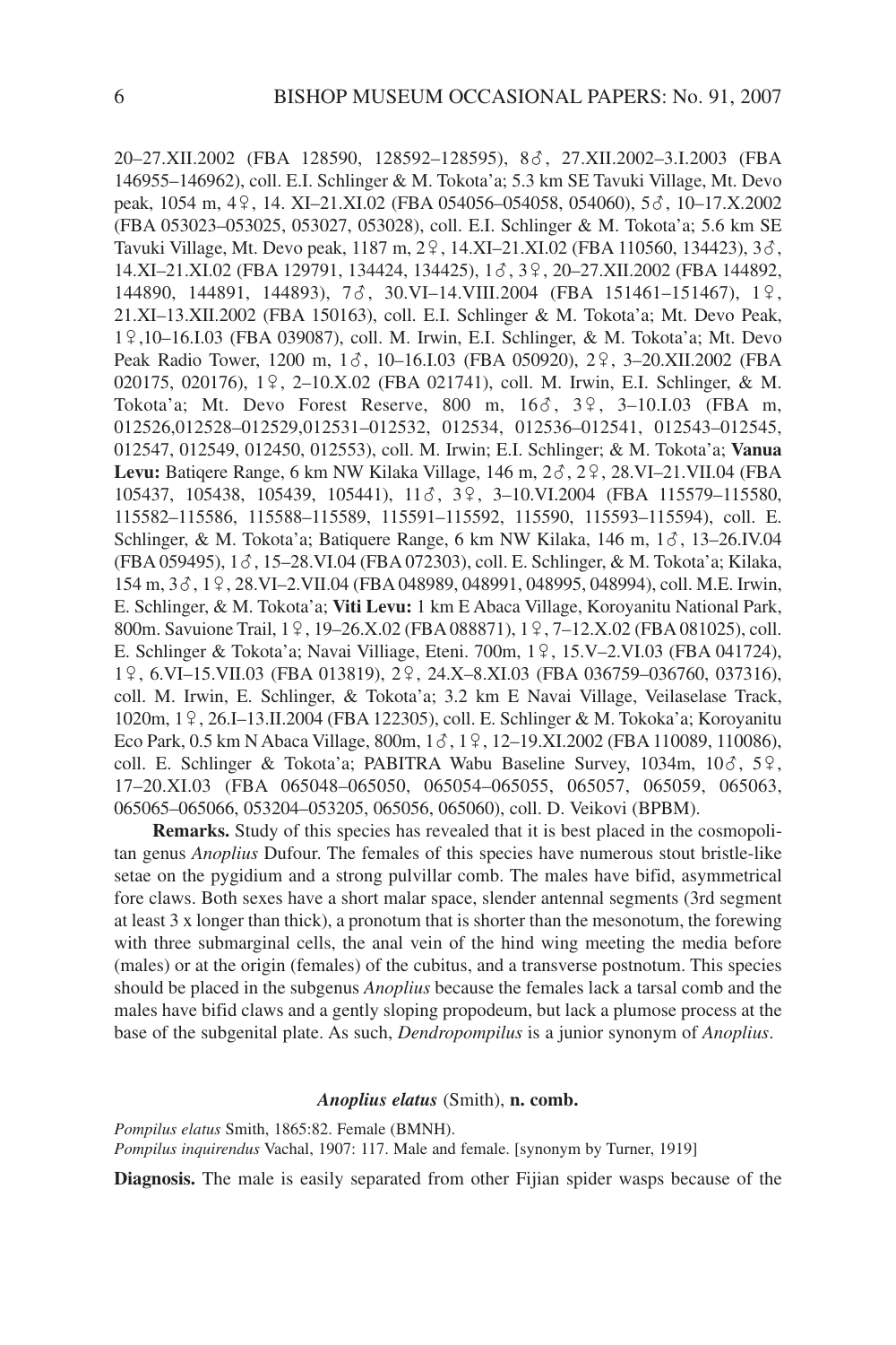20–27.XII.2002 (FBA 128590, 128592–128595), 8♂, 27.XII.2002–3.I.2003 (FBA 146955–146962), coll. E.I. Schlinger & M. Tokota'a; 5.3 km SE Tavuki Village, Mt. Devo peak, 1054 m, 4♀, 14. XI–21.XI.02 (FBA 054056–054058, 054060), 5♂, 10–17.X.2002 (FBA 053023–053025, 053027, 053028), coll. E.I. Schlinger & M. Tokota'a; 5.6 km SE Tavuki Village, Mt. Devo peak, 1187 m, 2♀, 14.XI–21.XI.02 (FBA 110560, 134423), 3♂, 14.XI–21.XI.02 (FBA 129791, 134424, 134425), 1♂, 3♀, 20–27.XII.2002 (FBA 144892, 144890, 144891, 144893), 7♂, 30.VI–14.VIII.2004 (FBA 151461–151467), 1♀, 21.XI–13.XII.2002 (FBA 150163), coll. E.I. Schlinger & M. Tokota'a; Mt. Devo Peak, 1♀,10–16.I.03 (FBA 039087), coll. M. Irwin, E.I. Schlinger, & M. Tokota'a; Mt. Devo Peak Radio Tower, 1200 m, 1♂, 10–16.I.03 (FBA 050920), 2♀, 3–20.XII.2002 (FBA 020175, 020176), 1♀, 2–10.X.02 (FBA 021741), coll. M. Irwin, E.I. Schlinger, & M. Tokota'a; Mt. Devo Forest Reserve, 800 m, 16♂, 3♀, 3–10.I.03 (FBA m, 012526,012528–012529,012531–012532, 012534, 012536–012541, 012543–012545, 012547, 012549, 012450, 012553), coll. M. Irwin; E.I. Schlinger; & M. Tokota'a; **Vanua Levu:** Batiqere Range, 6 km NW Kilaka Village, 146 m, 2♂, 2♀, 28.VI–21.VII.04 (FBA 105437, 105438, 105439, 105441), 11♂, 3♀, 3–10.VI.2004 (FBA 115579–115580, 115582–115586, 115588–115589, 115591–115592, 115590, 115593–115594), coll. E. Schlinger, & M. Tokota'a; Batiquere Range, 6 km NW Kilaka, 146 m, 1♂, 13–26.IV.04 (FBA 059495), 1♂, 15–28.VI.04 (FBA 072303), coll. E. Schlinger, & M. Tokota'a; Kilaka, 154 m, 3♂, 1♀, 28.VI–2.VII.04 (FBA 048989, 048991, 048995, 048994), coll. M.E. Irwin, E. Schlinger, & M. Tokota'a; **Viti Levu:** 1 km E Abaca Village, Koroyanitu National Park, 800m. Savuione Trail, 1♀, 19–26.X.02 (FBA 088871), 1♀, 7–12.X.02 (FBA 081025), coll. E. Schlinger & Tokota'a; Navai Villiage, Eteni. 700m, 1♀, 15.V–2.VI.03 (FBA 041724), 1♀, 6.VI–15.VII.03 (FBA 013819), 2♀, 24.X–8.XI.03 (FBA 036759–036760, 037316), coll. M. Irwin, E. Schlinger, & Tokota'a; 3.2 km E Navai Village, Veilaselase Track, 1020m, 1♀, 26.I–13.II.2004 (FBA 122305), coll. E. Schlinger & M. Tokoka'a; Koroyanitu Eco Park, 0.5 km N Abaca Village, 800m, 1♂, 1♀, 12–19.XI.2002 (FBA 110089, 110086), coll. E. Schlinger & Tokota'a; PABITRA Wabu Baseline Survey, 1034m, 10♂, 5♀, 17–20.XI.03 (FBA 065048–065050, 065054–065055, 065057, 065059, 065063, 065065–065066, 053204–053205, 065056, 065060), coll. D. Veikovi (BPBM).

**Remarks.** Study of this species has revealed that it is best placed in the cosmopolitan genus *Anoplius* Dufour. The females of this species have numerous stout bristle-like setae on the pygidium and a strong pulvillar comb. The males have bifid, asymmetrical fore claws. Both sexes have a short malar space, slender antennal segments (3rd segment at least 3 x longer than thick), a pronotum that is shorter than the mesonotum, the forewing with three submarginal cells, the anal vein of the hind wing meeting the media before (males) or at the origin (females) of the cubitus, and a transverse postnotum. This species should be placed in the subgenus *Anoplius* because the females lack a tarsal comb and the males have bifid claws and a gently sloping propodeum, but lack a plumose process at the base of the subgenital plate. As such, *Dendropompilus* is a junior synonym of *Anoplius*.

### *Anoplius elatus* (Smith), **n. comb.**

*Pompilus elatus* Smith, 1865:82. Female (BMNH).
*Pompilus inquirendus* Vachal, 1907: 117. Male and female. [synonym by Turner, 1919]

**Diagnosis.** The male is easily separated from other Fijian spider wasps because of the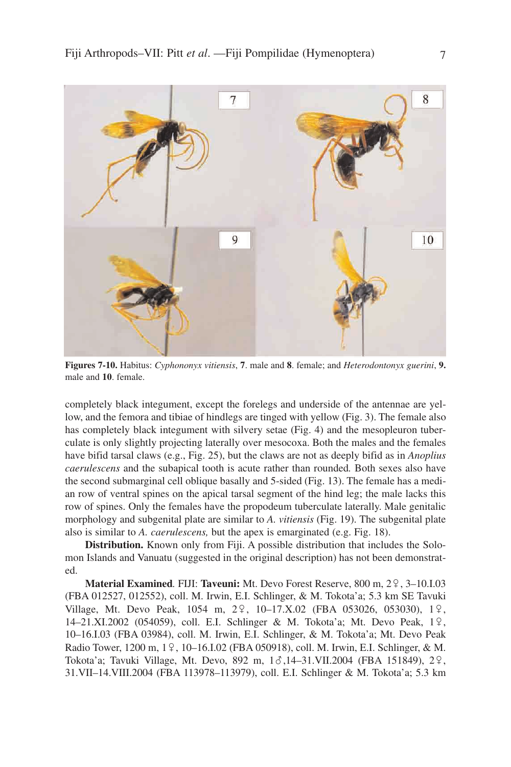Figures 7-10. Habitus: *Cyphononyx vitiensis*, **7**. male and **8**. female; and *Heterodontonyx guerini*, **9.** male and **10**. female.

completely black integument, except the forelegs and underside of the antennae are yellow, and the femora and tibiae of hindlegs are tinged with yellow (Fig. 3). The female also has completely black integument with silvery setae (Fig. 4) and the mesopleuron tuberculate is only slightly projecting laterally over mesocoxa. Both the males and the females have bifid tarsal claws (e.g., Fig. 25), but the claws are not as deeply bifid as in *Anoplius caerulescens* and the subapical tooth is acute rather than rounded. Both sexes also have the second submarginal cell oblique basally and 5-sided (Fig. 13). The female has a median row of ventral spines on the apical tarsal segment of the hind leg; the male lacks this row of spines. Only the females have the propodeum tuberculate laterally. Male genitalic morphology and subgenital plate are similar to *A. vitiensis* (Fig. 19). The subgenital plate also is similar to *A. caerulescens,* but the apex is emarginated (e.g. Fig. 18).

**Distribution.** Known only from Fiji. A possible distribution that includes the Solomon Islands and Vanuatu (suggested in the original description) has not been demonstrated.

**Material Examined**. FIJI: **Taveuni:** Mt. Devo Forest Reserve, 800 m, 2♀, 3–10.I.03 (FBA 012527, 012552), coll. M. Irwin, E.I. Schlinger, & M. Tokota'a; 5.3 km SE Tavuki Village, Mt. Devo Peak, 1054 m, 2♀, 10–17.X.02 (FBA 053026, 053030), 1♀, 14–21.XI.2002 (054059), coll. E.I. Schlinger & M. Tokota'a; Mt. Devo Peak, 1♀, 10–16.I.03 (FBA 03984), coll. M. Irwin, E.I. Schlinger, & M. Tokota'a; Mt. Devo Peak Radio Tower, 1200 m, 1♀, 10–16.I.02 (FBA 050918), coll. M. Irwin, E.I. Schlinger, & M. Tokota'a; Tavuki Village, Mt. Devo, 892 m, 1♂,14–31.VII.2004 (FBA 151849), 2♀, 31.VII–14.VIII.2004 (FBA 113978–113979), coll. E.I. Schlinger & M. Tokota'a; 5.3 km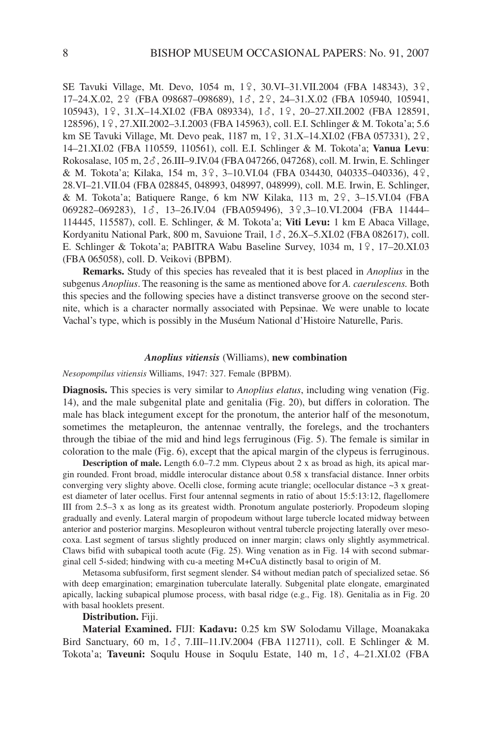SE Tavuki Village, Mt. Devo, 1054 m, 1♀, 30.VI–31.VII.2004 (FBA 148343), 3♀, 17–24.X.02, 2♀ (FBA 098687–098689), 1♂, 2♀, 24–31.X.02 (FBA 105940, 105941, 105943), 1♀, 31.X–14.XI.02 (FBA 089334), 1♂, 1♀, 20–27.XII.2002 (FBA 128591, 128596), 1♀, 27.XII.2002–3.I.2003 (FBA 145963), coll. E.I. Schlinger & M. Tokota'a; 5.6 km SE Tavuki Village, Mt. Devo peak, 1187 m, 1♀, 31.X–14.XI.02 (FBA 057331), 2♀, 14–21.XI.02 (FBA 110559, 110561), coll. E.I. Schlinger & M. Tokota'a; **Vanua Levu**: Rokosalase, 105 m, 2♂, 26.III–9.IV.04 (FBA 047266, 047268), coll. M. Irwin, E. Schlinger & M. Tokota'a; Kilaka, 154 m, 3♀, 3–10.VI.04 (FBA 034430, 040335–040336), 4♀, 28.VI–21.VII.04 (FBA 028845, 048993, 048997, 048999), coll. M.E. Irwin, E. Schlinger, & M. Tokota'a; Batiquere Range, 6 km NW Kilaka, 113 m, 2♀, 3–15.VI.04 (FBA 069282–069283), 1♂, 13–26.IV.04 (FBA059496), 3♀,3–10.VI.2004 (FBA 11444–114445, 115587), coll. E. Schlinger, & M. Tokota'a; **Viti Levu:** 1 km E Abaca Village, Kordyanitu National Park, 800 m, Savuione Trail, 1♂, 26.X–5.XI.02 (FBA 082617), coll. E. Schlinger & Tokota'a; PABITRA Wabu Baseline Survey, 1034 m, 1♀, 17–20.XI.03 (FBA 065058), coll. D. Veikovi (BPBM).

**Remarks.** Study of this species has revealed that it is best placed in *Anoplius* in the subgenus *Anoplius*. The reasoning is the same as mentioned above for *A. caerulescens.* Both this species and the following species have a distinct transverse groove on the second sternite, which is a character normally associated with Pepsinae. We were unable to locate Vachal's type, which is possibly in the Muséum National d'Histoire Naturelle, Paris.

### *Anoplius vitiensis* (Williams), new combination

*Nesopompilus vitiensis* Williams, 1947: 327. Female (BPBM).

**Diagnosis.** This species is very similar to *Anoplius elatus*, including wing venation (Fig. 14), and the male subgenital plate and genitalia (Fig. 20), but differs in coloration. The male has black integument except for the pronotum, the anterior half of the mesonotum, sometimes the metapleuron, the antennae ventrally, the forelegs, and the trochanters through the tibiae of the mid and hind legs ferruginous (Fig. 5). The female is similar in coloration to the male (Fig. 6), except that the apical margin of the clypeus is ferruginous.

**Description of male.** Length 6.0–7.2 mm. Clypeus about 2 x as broad as high, its apical margin rounded. Front broad, middle interocular distance about 0.58 x transfacial distance. Inner orbits converging very slighty above. Ocelli close, forming acute triangle; ocellocular distance ~3 x greatest diameter of later ocellus. First four antennal segments in ratio of about 15:5:13:12, flagellomere III from 2.5–3 x as long as its greatest width. Pronotum angulate posteriorly. Propodeum sloping gradually and evenly. Lateral margin of propodeum without large tubercle located midway between anterior and posterior margins. Mesopleuron without ventral tubercle projecting laterally over mesocoxa. Last segment of tarsus slightly produced on inner margin; claws only slightly asymmetrical. Claws bifid with subapical tooth acute (Fig. 25). Wing venation as in Fig. 14 with second submarginal cell 5-sided; hindwing with cu-a meeting M+CuA distinctly basal to origin of M.

Metasoma subfusiform, first segment slender. S4 without median patch of specialized setae. S6 with deep emargination; emargination tuberculate laterally. Subgenital plate elongate, emarginated apically, lacking subapical plumose process, with basal ridge (e.g., Fig. 18). Genitalia as in Fig. 20 with basal hooklets present.

**Distribution.** Fiji.

**Material Examined.** FIJI: **Kadavu:** 0.25 km SW Solodamu Village, Moanakaka Bird Sanctuary, 60 m, 1♂, 7.III–11.IV.2004 (FBA 112711), coll. E Schlinger & M. Tokota'a; **Taveuni:** Soqulu House in Soqulu Estate, 140 m, 1♂, 4–21.XI.02 (FBA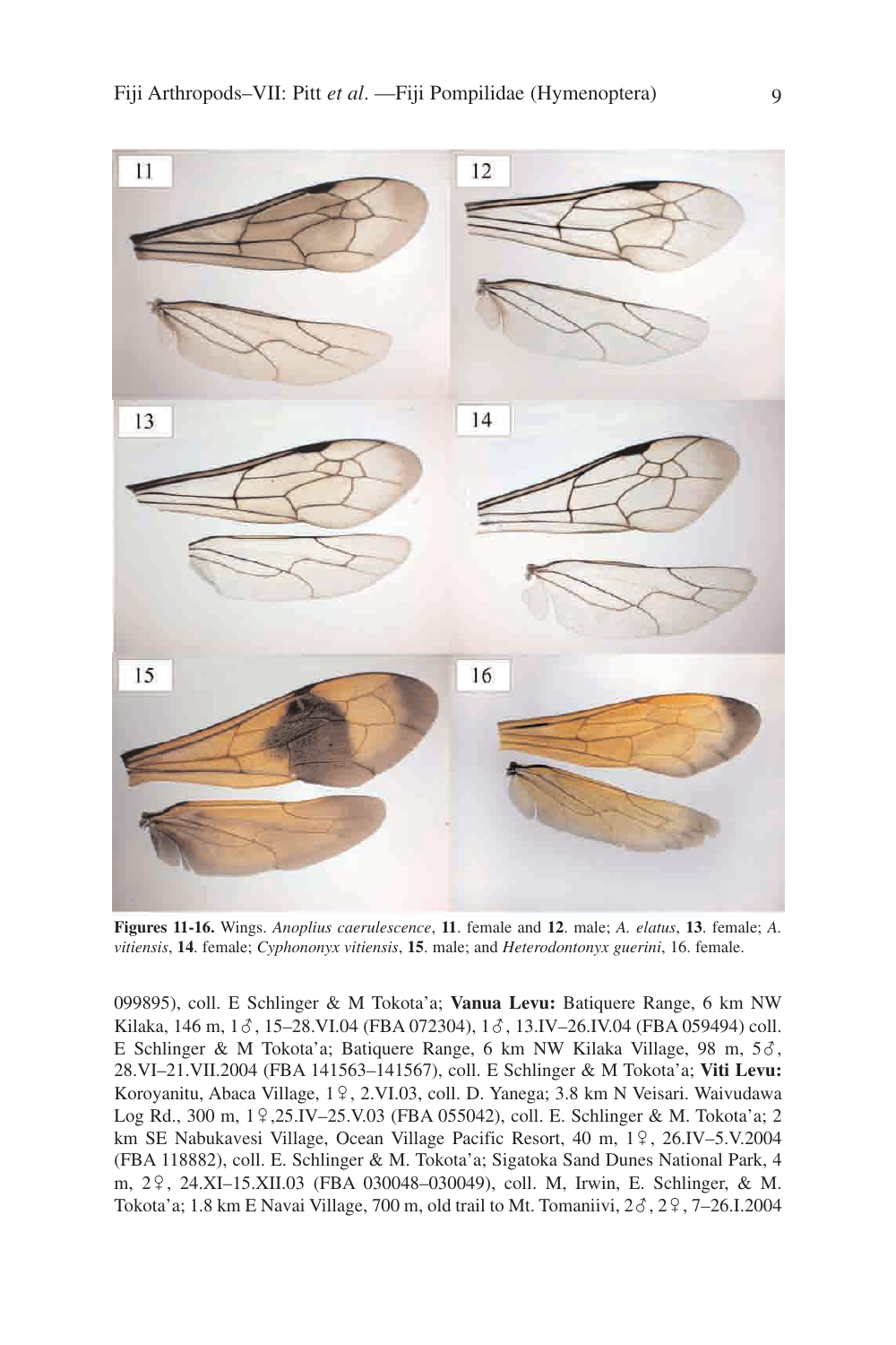**Figures 11-16.** Wings. *Anoplius caerulescence*, **11**. female and **12**. male; *A. elatus*, **13**. female; *A. vitiensis*, **14**. female; *Cyphononyx vitiensis*, **15**. male; and *Heterodontonyx guerini*, 16. female.

099895), coll. E Schlinger & M Tokota'a; **Vanua Levu:** Batiquere Range, 6 km NW Kilaka, 146 m, 1♂, 15–28.VI.04 (FBA 072304), 1♂, 13.IV–26.IV.04 (FBA 059494) coll. E Schlinger & M Tokota'a; Batiquere Range, 6 km NW Kilaka Village, 98 m, 5♂, 28.VI–21.VII.2004 (FBA 141563–141567), coll. E Schlinger & M Tokota'a; **Viti Levu:** Koroyanitu, Abaca Village, 1♀, 2.VI.03, coll. D. Yanega; 3.8 km N Veisari. Waivudawa Log Rd., 300 m, 1♀,25.IV–25.V.03 (FBA 055042), coll. E. Schlinger & M. Tokota'a; 2 km SE Nabukavesi Village, Ocean Village Pacific Resort, 40 m, 1♀, 26.IV–5.V.2004 (FBA 118882), coll. E. Schlinger & M. Tokota'a; Sigatoka Sand Dunes National Park, 4 m, 2♀, 24.XI–15.XII.03 (FBA 030048–030049), coll. M, Irwin, E. Schlinger, & M. Tokota'a; 1.8 km E Navai Village, 700 m, old trail to Mt. Tomaniivi, 2♂, 2♀, 7–26.I.2004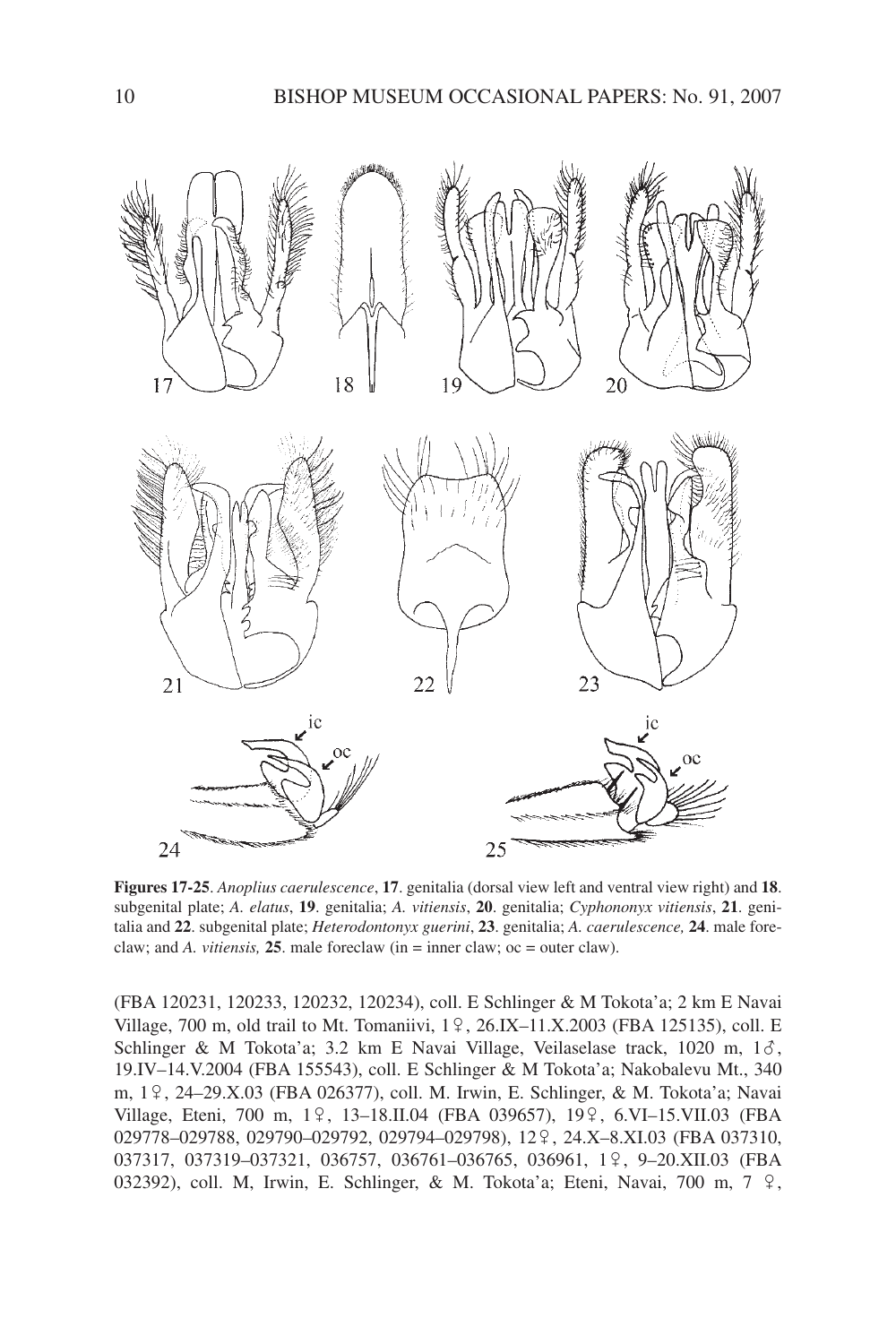**Figures 17-25**. *Anoplius caerulescence*, **17**. genitalia (dorsal view left and ventral view right) and **18**. subgenital plate; *A. elatus*, **19**. genitalia; *A. vitiensis*, **20**. genitalia; *Cyphononyx vitiensis*, **21**. genitalia and **22**. subgenital plate; *Heterodontonyx guerini*, **23**. genitalia; *A. caerulescence,* **24**. male foreclaw; and *A. vitiensis,* **25**. male foreclaw (in = inner claw; oc = outer claw).

(FBA 120231, 120233, 120232, 120234), coll. E Schlinger & M Tokota'a; 2 km E Navai Village, 700 m, old trail to Mt. Tomaniivi, 1♀, 26.IX–11.X.2003 (FBA 125135), coll. E Schlinger & M Tokota'a; 3.2 km E Navai Village, Veilaselase track, 1020 m, 1♂, 19.IV–14.V.2004 (FBA 155543), coll. E Schlinger & M Tokota'a; Nakobalevu Mt., 340 m, 1♀, 24–29.X.03 (FBA 026377), coll. M. Irwin, E. Schlinger, & M. Tokota'a; Navai Village, Eteni, 700 m, 1♀, 13–18.II.04 (FBA 039657), 19♀, 6.VI–15.VII.03 (FBA 029778–029788, 029790–029792, 029794–029798), 12♀, 24.X–8.XI.03 (FBA 037310, 037317, 037319–037321, 036757, 036761–036765, 036961, 1♀, 9–20.XII.03 (FBA 032392), coll. M, Irwin, E. Schlinger, & M. Tokota'a; Eteni, Navai, 700 m, 7 ♀,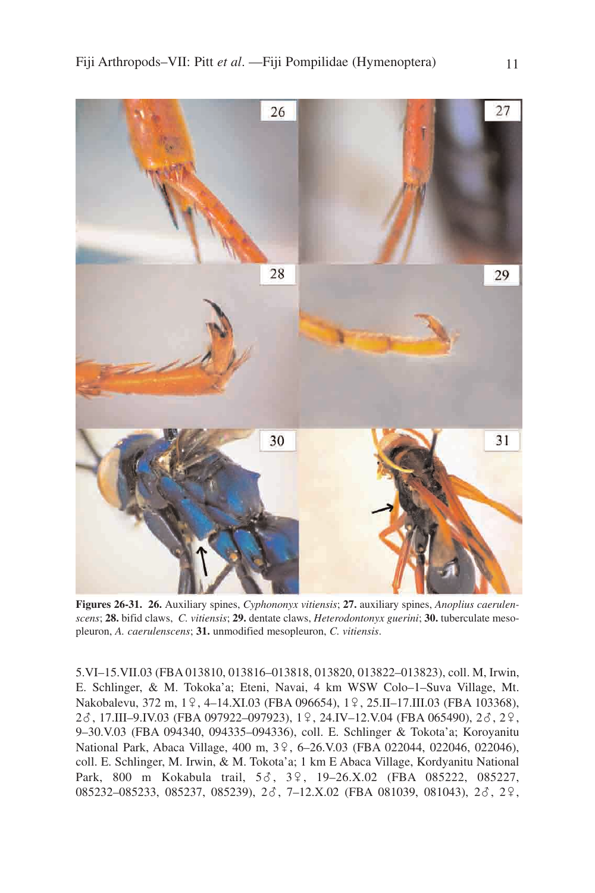**Figures 26-31. 26.** Auxiliary spines, *Cyphononyx vitiensis*; **27.** auxiliary spines, *Anoplius caerulenscens*; **28.** bifid claws, *C. vitiensis*; **29.** dentate claws, *Heterodontonyx guerini*; **30.** tuberculate mesopleuron, *A. caerulenscens*; **31.** unmodified mesopleuron, *C. vitiensis*.

5.VI–15.VII.03 (FBA 013810, 013816–013818, 013820, 013822–013823), coll. M, Irwin, E. Schlinger, & M. Tokoka'a; Eteni, Navai, 4 km WSW Colo–1–Suva Village, Mt. Nakobalevu, 372 m, 1♀, 4–14.XI.03 (FBA 096654), 1♀, 25.II–17.III.03 (FBA 103368), 2♂, 17.III–9.IV.03 (FBA 097922–097923), 1♀, 24.IV–12.V.04 (FBA 065490), 2♂, 2♀, 9–30.V.03 (FBA 094340, 094335–094336), coll. E. Schlinger & Tokota'a; Koroyanitu National Park, Abaca Village, 400 m, 3♀, 6–26.V.03 (FBA 022044, 022046, 022046), coll. E. Schlinger, M. Irwin, & M. Tokota'a; 1 km E Abaca Village, Kordyanitu National Park, 800 m Kokabula trail, 5♂, 3♀, 19–26.X.02 (FBA 085222, 085227, 085232–085233, 085237, 085239), 2♂, 7–12.X.02 (FBA 081039, 081043), 2♂, 2♀,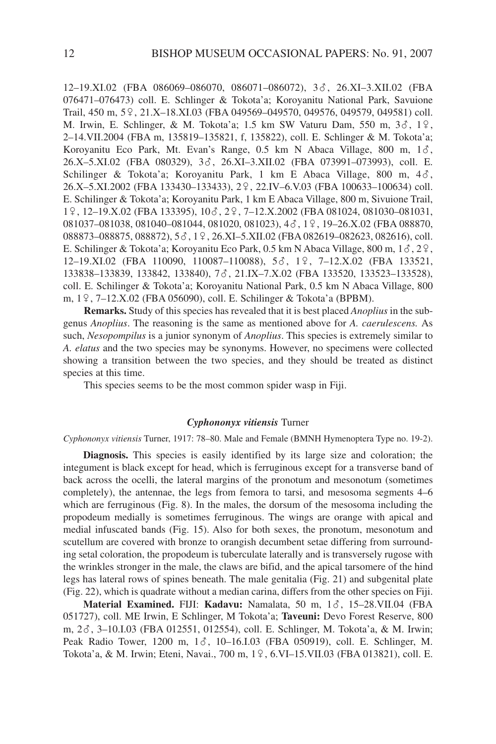12–19.XI.02 (FBA 086069–086070, 086071–086072), 3♂, 26.XI–3.XII.02 (FBA 076471–076473) coll. E. Schlinger & Tokota'a; Koroyanitu National Park, Savuione Trail, 450 m, 5♀, 21.X–18.XI.03 (FBA 049569–049570, 049576, 049579, 049581) coll. M. Irwin, E. Schlinger, & M. Tokota'a; 1.5 km SW Vaturu Dam, 550 m, 3♂, 1♀, 2–14.VII.2004 (FBA m, 135819–135821, f, 135822), coll. E. Schlinger & M. Tokota'a; Koroyanitu Eco Park, Mt. Evan's Range, 0.5 km N Abaca Village, 800 m, 1♂, 26.X–5.XI.02 (FBA 080329), 3♂, 26.XI–3.XII.02 (FBA 073991–073993), coll. E. Schilinger & Tokota'a; Koroyanitu Park, 1 km E Abaca Village, 800 m, 4♂, 26.X–5.XI.2002 (FBA 133430–133433), 2♀, 22.IV–6.V.03 (FBA 100633–100634) coll. E. Schilinger & Tokota'a; Koroyanitu Park, 1 km E Abaca Village, 800 m, Sivuione Trail, 1♀, 12–19.X.02 (FBA 133395), 10♂, 2♀, 7–12.X.2002 (FBA 081024, 081030–081031, 081037–081038, 081040–081044, 081020, 081023), 4♂, 1♀, 19–26.X.02 (FBA 088870, 088873–088875, 088872), 5♂, 1♀, 26.XI–5.XII.02 (FBA 082619–082623, 082616), coll. E. Schilinger & Tokota'a; Koroyanitu Eco Park, 0.5 km N Abaca Village, 800 m, 1♂, 2♀, 12–19.XI.02 (FBA 110090, 110087–110088), 5♂, 1♀, 7–12.X.02 (FBA 133521, 133838–133839, 133842, 133840), 7♂, 21.IX–7.X.02 (FBA 133520, 133523–133528), coll. E. Schilinger & Tokota'a; Koroyanitu National Park, 0.5 km N Abaca Village, 800 m, 1♀, 7–12.X.02 (FBA 056090), coll. E. Schilinger & Tokota'a (BPBM).

**Remarks.** Study of this species has revealed that it is best placed *Anoplius* in the subgenus *Anoplius*. The reasoning is the same as mentioned above for *A. caerulescens.* As such, *Nesopompilus* is a junior synonym of *Anoplius*. This species is extremely similar to *A. elatus* and the two species may be synonyms. However, no specimens were collected showing a transition between the two species, and they should be treated as distinct species at this time.

This species seems to be the most common spider wasp in Fiji.

### *Cyphononyx vitiensis* Turner

*Cyphononyx vitiensis* Turner, 1917: 78–80. Male and Female (BMNH Hymenoptera Type no. 19-2).

**Diagnosis.** This species is easily identified by its large size and coloration; the integument is black except for head, which is ferruginous except for a transverse band of back across the ocelli, the lateral margins of the pronotum and mesonotum (sometimes completely), the antennae, the legs from femora to tarsi, and mesosoma segments 4–6 which are ferruginous (Fig. 8). In the males, the dorsum of the mesosoma including the propodeum medially is sometimes ferruginous. The wings are orange with apical and medial infuscated bands (Fig. 15). Also for both sexes, the pronotum, mesonotum and scutellum are covered with bronze to orangish decumbent setae differing from surrounding setal coloration, the propodeum is tuberculate laterally and is transversely rugose with the wrinkles stronger in the male, the claws are bifid, and the apical tarsomere of the hind legs has lateral rows of spines beneath. The male genitalia (Fig. 21) and subgenital plate (Fig. 22), which is quadrate without a median carina, differs from the other species on Fiji.

**Material Examined.** FIJI: **Kadavu:** Namalata, 50 m, 1♂, 15–28.VII.04 (FBA 051727), coll. ME Irwin, E Schlinger, M Tokota'a; **Taveuni:** Devo Forest Reserve, 800 m, 2♂, 3–10.I.03 (FBA 012551, 012554), coll. E. Schlinger, M. Tokota'a, & M. Irwin; Peak Radio Tower, 1200 m, 1♂, 10–16.I.03 (FBA 050919), coll. E. Schlinger, M. Tokota'a, & M. Irwin; Eteni, Navai., 700 m, 1♀, 6.VI–15.VII.03 (FBA 013821), coll. E.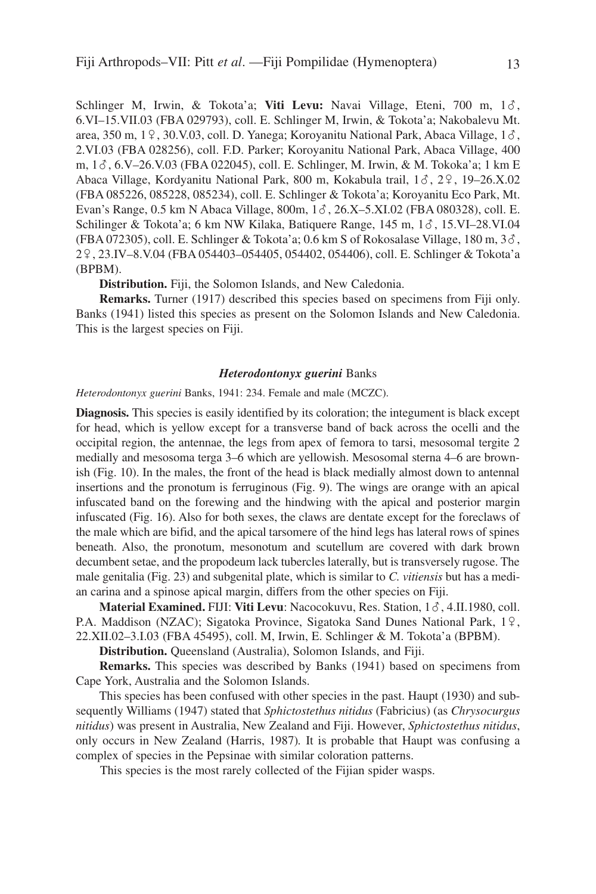Schlinger M, Irwin, & Tokota'a; **Viti Levu:** Navai Village, Eteni, 700 m, 1♂, 6.VI–15.VII.03 (FBA 029793), coll. E. Schlinger M, Irwin, & Tokota'a; Nakobalevu Mt. area, 350 m, 1♀, 30.V.03, coll. D. Yanega; Koroyanitu National Park, Abaca Village, 1♂, 2.VI.03 (FBA 028256), coll. F.D. Parker; Koroyanitu National Park, Abaca Village, 400 m, 1♂, 6.V–26.V.03 (FBA 022045), coll. E. Schlinger, M. Irwin, & M. Tokoka'a; 1 km E Abaca Village, Kordyanitu National Park, 800 m, Kokabula trail, 1♂, 2♀, 19–26.X.02 (FBA 085226, 085228, 085234), coll. E. Schlinger & Tokota'a; Koroyanitu Eco Park, Mt. Evan's Range, 0.5 km N Abaca Village, 800m, 1♂, 26.X–5.XI.02 (FBA 080328), coll. E. Schilinger & Tokota'a; 6 km NW Kilaka, Batiquere Range, 145 m, 1♂, 15.VI–28.VI.04 (FBA 072305), coll. E. Schlinger & Tokota'a; 0.6 km S of Rokosalase Village, 180 m, 3♂, 2♀, 23.IV–8.V.04 (FBA 054403–054405, 054402, 054406), coll. E. Schlinger & Tokota'a (BPBM).

**Distribution.** Fiji, the Solomon Islands, and New Caledonia.

**Remarks.** Turner (1917) described this species based on specimens from Fiji only. Banks (1941) listed this species as present on the Solomon Islands and New Caledonia. This is the largest species on Fiji.

### *Heterodontonyx guerini* Banks

*Heterodontonyx guerini* Banks, 1941: 234. Female and male (MCZC).

**Diagnosis.** This species is easily identified by its coloration; the integument is black except for head, which is yellow except for a transverse band of back across the ocelli and the occipital region, the antennae, the legs from apex of femora to tarsi, mesosomal tergite 2 medially and mesosoma terga 3–6 which are yellowish. Mesosomal sterna 4–6 are brownish (Fig. 10). In the males, the front of the head is black medially almost down to antennal insertions and the pronotum is ferruginous (Fig. 9). The wings are orange with an apical infuscated band on the forewing and the hindwing with the apical and posterior margin infuscated (Fig. 16). Also for both sexes, the claws are dentate except for the foreclaws of the male which are bifid, and the apical tarsomere of the hind legs has lateral rows of spines beneath. Also, the pronotum, mesonotum and scutellum are covered with dark brown decumbent setae, and the propodeum lack tubercles laterally, but is transversely rugose. The male genitalia (Fig. 23) and subgenital plate, which is similar to *C. vitiensis* but has a median carina and a spinose apical margin, differs from the other species on Fiji.

**Material Examined.** FIJI: **Viti Levu**: Nacocokuvu, Res. Station, 1♂, 4.II.1980, coll. P.A. Maddison (NZAC); Sigatoka Province, Sigatoka Sand Dunes National Park, 1♀, 22.XII.02–3.I.03 (FBA 45495), coll. M, Irwin, E. Schlinger & M. Tokota'a (BPBM).

**Distribution.** Queensland (Australia), Solomon Islands, and Fiji.

**Remarks.** This species was described by Banks (1941) based on specimens from Cape York, Australia and the Solomon Islands.

This species has been confused with other species in the past. Haupt (1930) and subsequently Williams (1947) stated that *Sphictostethus nitidus* (Fabricius) (as *Chrysocurgus nitidus*) was present in Australia, New Zealand and Fiji. However, *Sphictostethus nitidus*, only occurs in New Zealand (Harris, 1987). It is probable that Haupt was confusing a complex of species in the Pepsinae with similar coloration patterns.

This species is the most rarely collected of the Fijian spider wasps.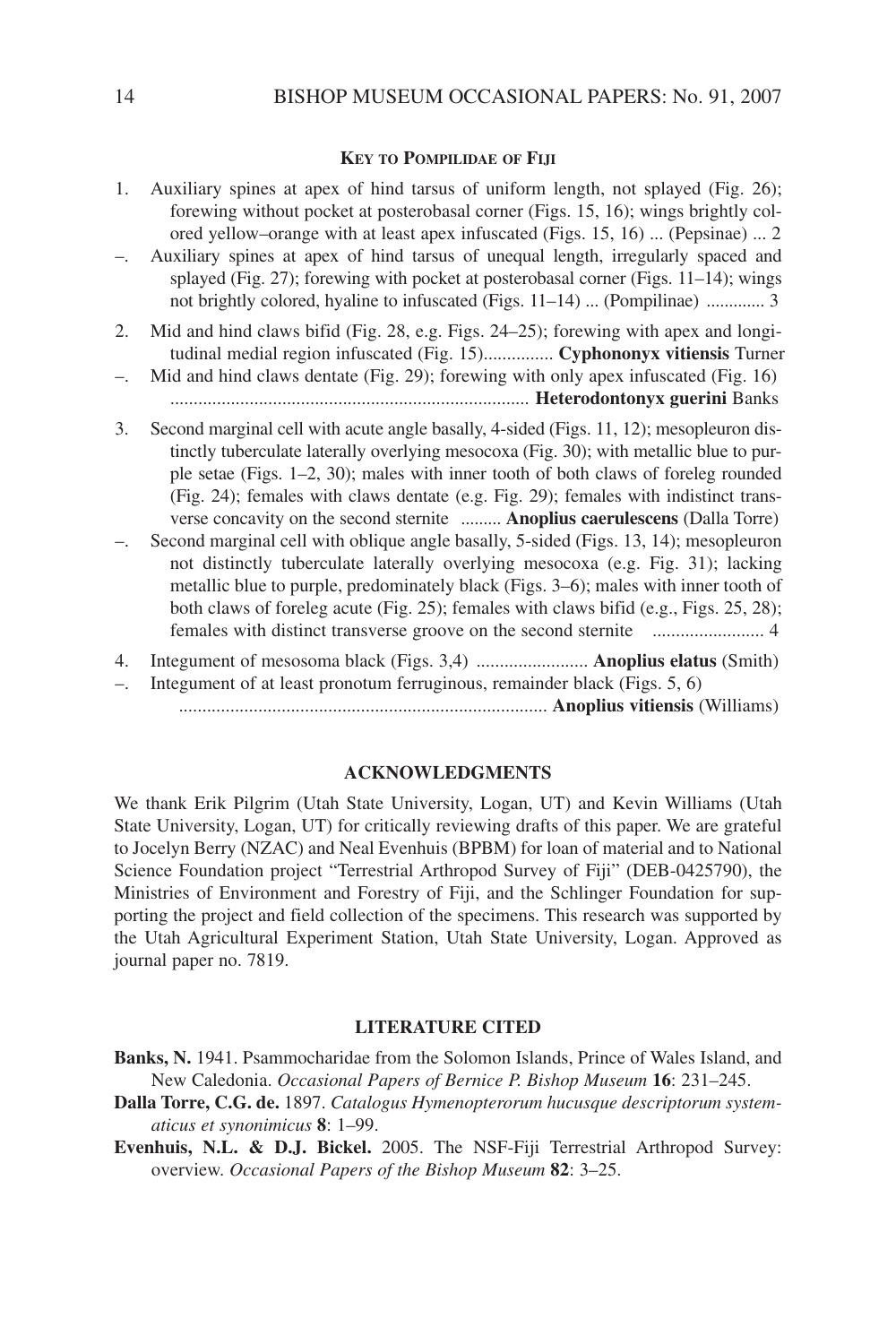### Key to Pompilidae of Fiji

1. Auxiliary spines at apex of hind tarsus of uniform length, not splayed (Fig. 26); forewing without pocket at posterobasal corner (Figs. 15, 16); wings brightly colored yellow–orange with at least apex infuscated (Figs. 15, 16) ... (Pepsinae) ... 2

–. Auxiliary spines at apex of hind tarsus of unequal length, irregularly spaced and splayed (Fig. 27); forewing with pocket at posterobasal corner (Figs. 11–14); wings not brightly colored, hyaline to infuscated (Figs. 11–14) ... (Pompilinae) ............. 3

2. Mid and hind claws bifid (Fig. 28, e.g. Figs. 24–25); forewing with apex and longitudinal medial region infuscated (Fig. 15)............... **Cyphononyx vitiensis** Turner

–. Mid and hind claws dentate (Fig. 29); forewing with only apex infuscated (Fig. 16) ............................................................................ **Heterodontonyx guerini** Banks

3. Second marginal cell with acute angle basally, 4-sided (Figs. 11, 12); mesopleuron distinctly tuberculate laterally overlying mesocoxa (Fig. 30); with metallic blue to purple setae (Figs. 1–2, 30); males with inner tooth of both claws of foreleg rounded (Fig. 24); females with claws dentate (e.g. Fig. 29); females with indistinct transverse concavity on the second sternite ......... **Anoplius caerulescens** (Dalla Torre)

–. Second marginal cell with oblique angle basally, 5-sided (Figs. 13, 14); mesopleuron not distinctly tuberculate laterally overlying mesocoxa (e.g. Fig. 31); lacking metallic blue to purple, predominately black (Figs. 3–6); males with inner tooth of both claws of foreleg acute (Fig. 25); females with claws bifid (e.g., Figs. 25, 28); females with distinct transverse groove on the second sternite ........................ 4

4. Integument of mesosoma black (Figs. 3,4) ........................ **Anoplius elatus** (Smith)

–. Integument of at least pronotum ferruginous, remainder black (Figs. 5, 6) .............................................................................. **Anoplius vitiensis** (Williams)

## ACKNOWLEDGMENTS

We thank Erik Pilgrim (Utah State University, Logan, UT) and Kevin Williams (Utah State University, Logan, UT) for critically reviewing drafts of this paper. We are grateful to Jocelyn Berry (NZAC) and Neal Evenhuis (BPBM) for loan of material and to National Science Foundation project "Terrestrial Arthropod Survey of Fiji" (DEB-0425790), the Ministries of Environment and Forestry of Fiji, and the Schlinger Foundation for supporting the project and field collection of the specimens. This research was supported by the Utah Agricultural Experiment Station, Utah State University, Logan. Approved as journal paper no. 7819.

## LITERATURE CITED

**Banks, N.** 1941. Psammocharidae from the Solomon Islands, Prince of Wales Island, and New Caledonia. *Occasional Papers of Bernice P. Bishop Museum* **16**: 231–245.

**Dalla Torre, C.G. de.** 1897. *Catalogus Hymenopterorum hucusque descriptorum systematicus et synonimicus* **8**: 1–99.

**Evenhuis, N.L. & D.J. Bickel.** 2005. The NSF-Fiji Terrestrial Arthropod Survey: overview. *Occasional Papers of the Bishop Museum* **82**: 3–25.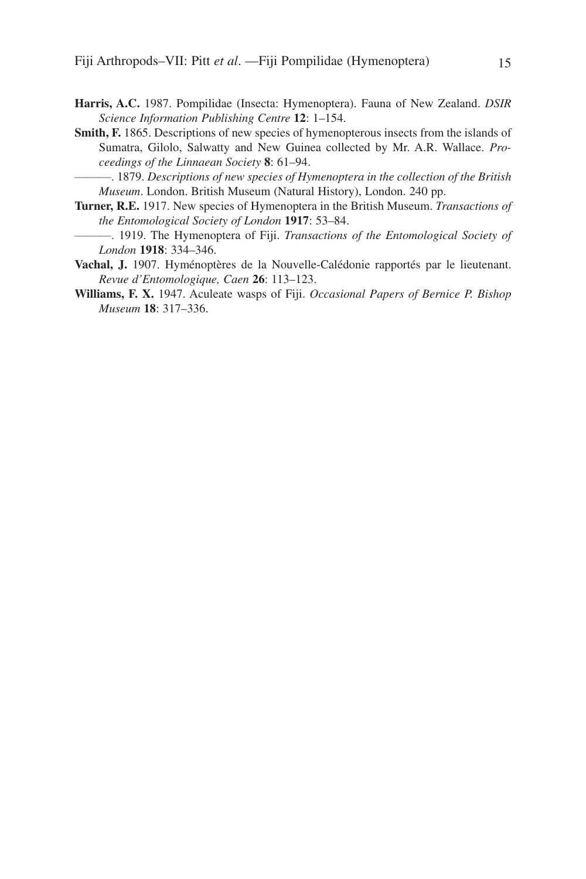**Harris, A.C.** 1987. Pompilidae (Insecta: Hymenoptera). Fauna of New Zealand. *DSIR Science Information Publishing Centre* **12**: 1–154.

**Smith, F.** 1865. Descriptions of new species of hymenopterous insects from the islands of Sumatra, Gilolo, Salwatty and New Guinea collected by Mr. A.R. Wallace. *Proceedings of the Linnaean Society* **8**: 61–94.

———. 1879. *Descriptions of new species of Hymenoptera in the collection of the British Museum*. London. British Museum (Natural History), London. 240 pp.

**Turner, R.E.** 1917. New species of Hymenoptera in the British Museum. *Transactions of the Entomological Society of London* **1917**: 53–84.

———. 1919. The Hymenoptera of Fiji. *Transactions of the Entomological Society of London* **1918**: 334–346.

**Vachal, J.** 1907. Hyménoptères de la Nouvelle-Calédonie rapportés par le lieutenant. *Revue d'Entomologique, Caen* **26**: 113–123.

**Williams, F. X.** 1947. Aculeate wasps of Fiji. *Occasional Papers of Bernice P. Bishop Museum* **18**: 317–336.